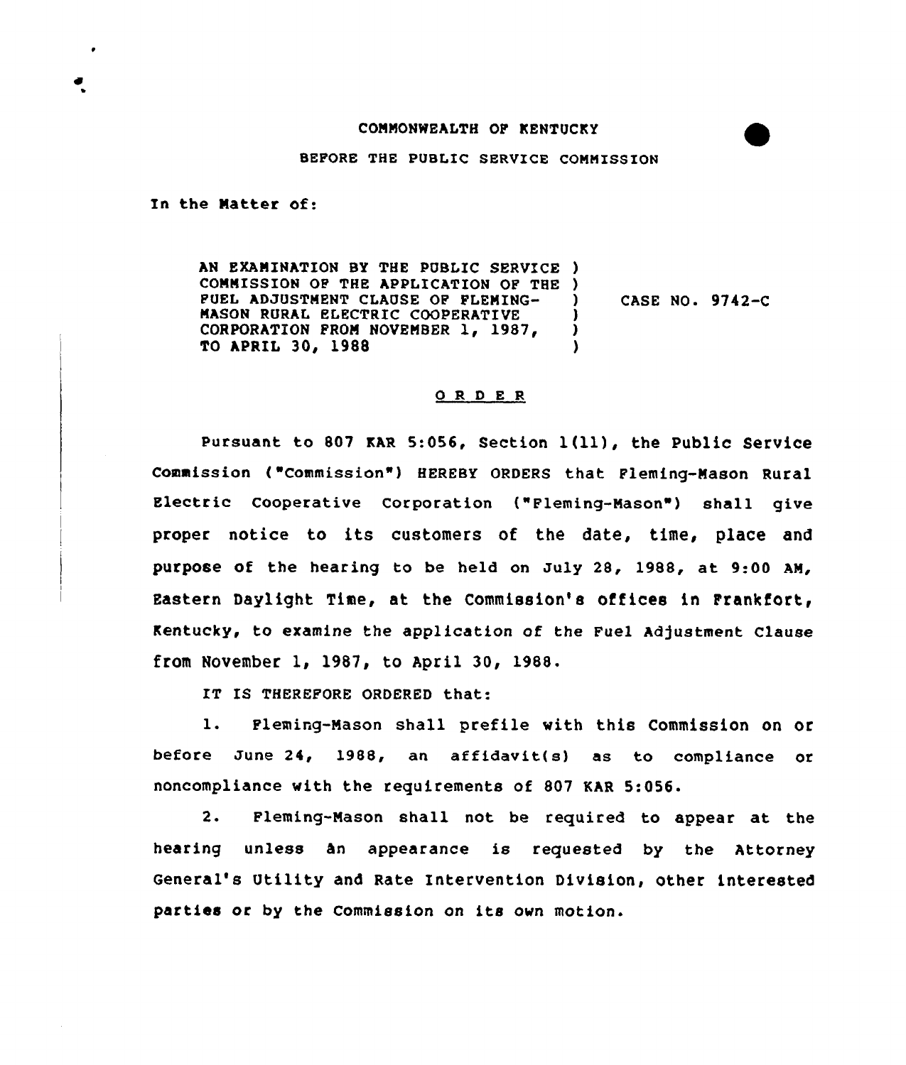COMMONWEALTH OF KENTUCKY

BEFORE THE PUBLIC SERVICE COMMISSION

In the Matter of:

AN EXAMINATION BY THE PUBLIC SERVICE COMMISSION OF THE APPLICATION OF THE FUEL ADJUSTMENT CLAUSE OF FLEMING-MASON RURAL ELECTRIC COOPERATIVE CORPORATION FROM NOVEMBER 1, 1987, TO APRIL 30, 1988 ) CASE NO. 9742-C

## O R D E R

Pursuant to 807 KAR 5:056, Section 1(11), the Public Service Commission ("Commission") HEREBY ORDERS that Fleming-Mason Rural Electric Cooperative Corporation ("Fleming-Mason") shall give proper notice to its customers of the date, time, place and purpose of the hearing to be held on July 28, 1988, at 9:00 AM, Eastern Daylight Time, at the Commission's offices in Frankfort, Kentucky, to examine the application of the Fuel Adjustment Clause from November 1, 1987, to April 30, 1988.

IT IS THEREFORE ORDERED that:

1. Fleming-Mason shall prefile with this Commission on or before June 24, 1988, an affidavit(s) as to compliance or noncompliance with the requirements of 807 KAR 5:056.

2. Fleming-Mason shall not be required to appear at the hearing unless an appearance is requested by the Attorney General's Utility and Rate Intervention Division, other interested parties or by the Commission on its own motion.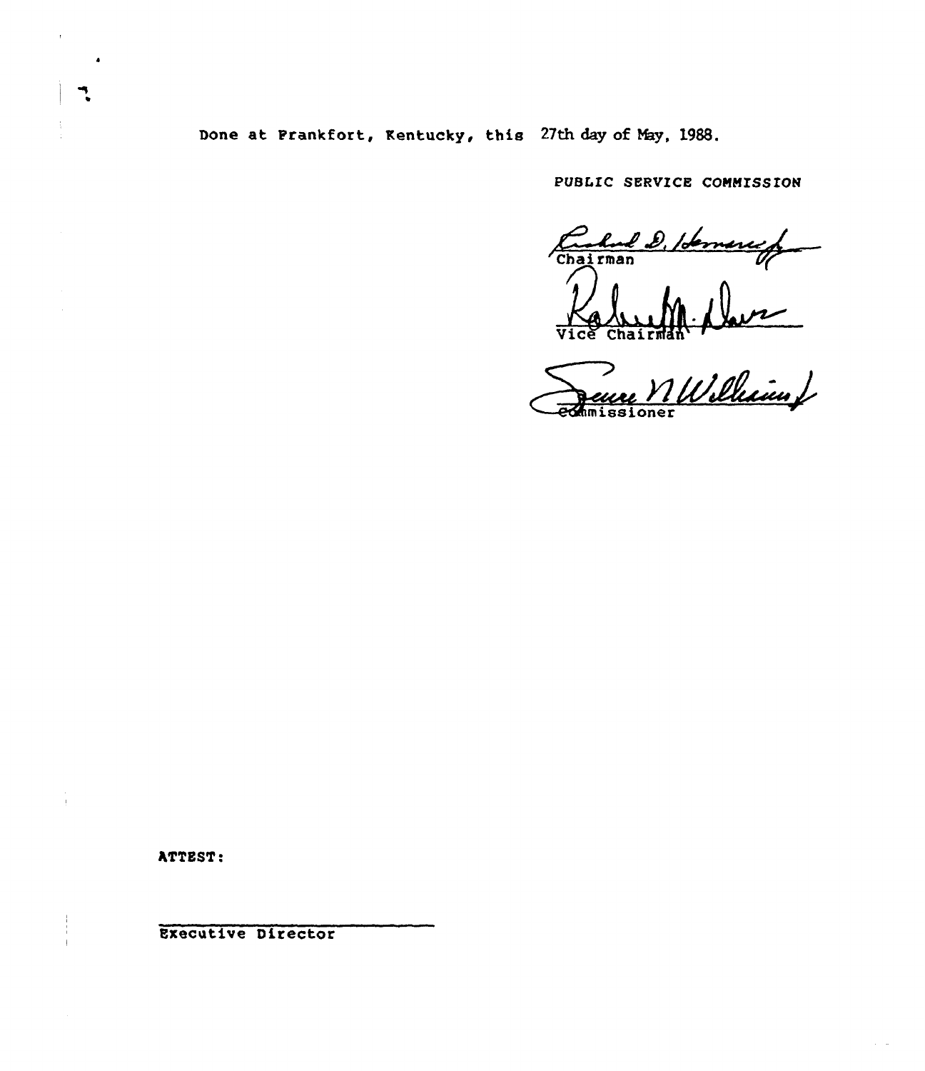Done at Frankfort, Kentucky, this 27th day of May, 1988.

PUBLIC SERVICE COMMISSION

Chairman

Vice Chairman

Commissioner

ATTEST:

Executive Director